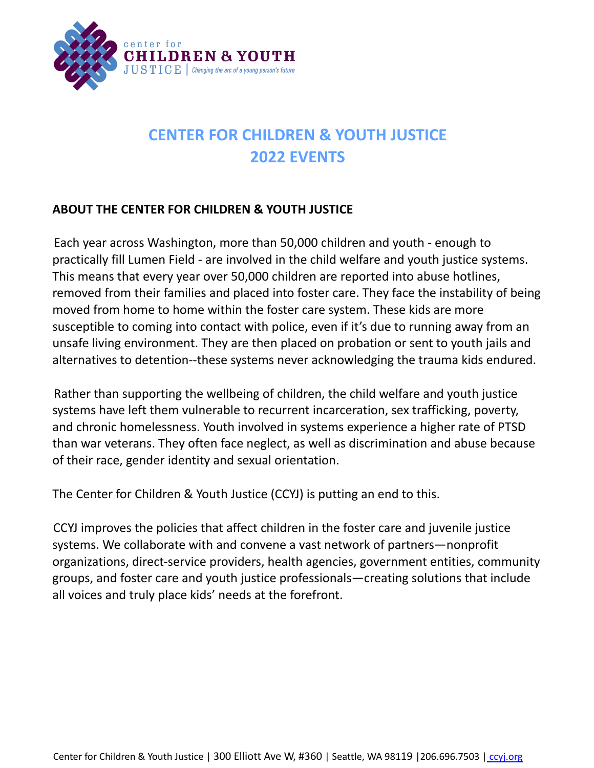center for
CHILDREN & YOUTH
JUSTICE | Changing the arc of a young person's future

# CENTER FOR CHILDREN & YOUTH JUSTICE
# 2022 EVENTS

**ABOUT THE CENTER FOR CHILDREN & YOUTH JUSTICE**

Each year across Washington, more than 50,000 children and youth - enough to practically fill Lumen Field - are involved in the child welfare and youth justice systems. This means that every year over 50,000 children are reported into abuse hotlines, removed from their families and placed into foster care. They face the instability of being moved from home to home within the foster care system. These kids are more susceptible to coming into contact with police, even if it's due to running away from an unsafe living environment. They are then placed on probation or sent to youth jails and alternatives to detention--these systems never acknowledging the trauma kids endured.

Rather than supporting the wellbeing of children, the child welfare and youth justice systems have left them vulnerable to recurrent incarceration, sex trafficking, poverty, and chronic homelessness. Youth involved in systems experience a higher rate of PTSD than war veterans. They often face neglect, as well as discrimination and abuse because of their race, gender identity and sexual orientation.

The Center for Children & Youth Justice (CCYJ) is putting an end to this.

CCYJ improves the policies that affect children in the foster care and juvenile justice systems. We collaborate with and convene a vast network of partners—nonprofit organizations, direct-service providers, health agencies, government entities, community groups, and foster care and youth justice professionals—creating solutions that include all voices and truly place kids' needs at the forefront.

Center for Children & Youth Justice | 300 Elliott Ave W, #360 | Seattle, WA 98119 |206.696.7503 | ccyj.org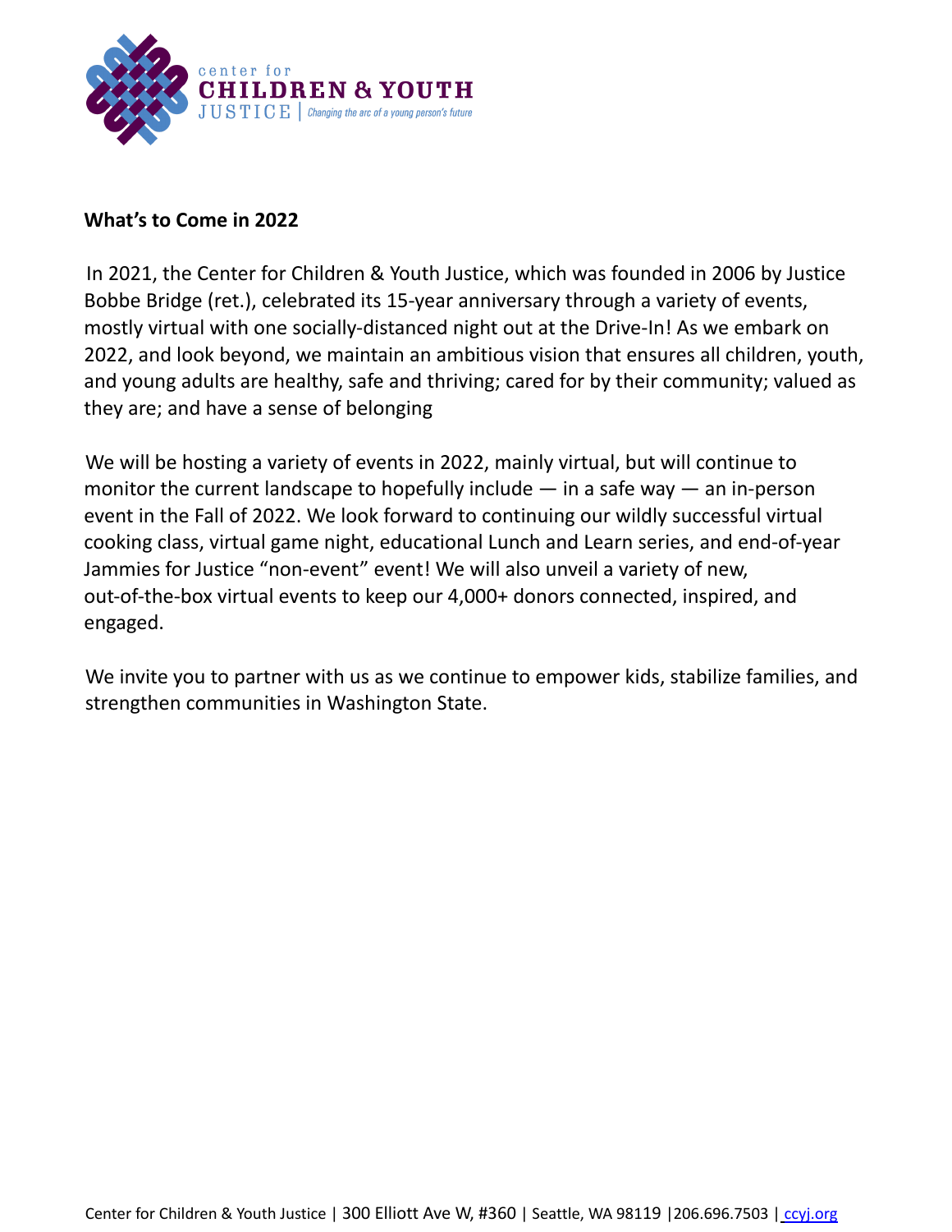**What's to Come in 2022**

In 2021, the Center for Children & Youth Justice, which was founded in 2006 by Justice Bobbe Bridge (ret.), celebrated its 15-year anniversary through a variety of events, mostly virtual with one socially-distanced night out at the Drive-In! As we embark on 2022, and look beyond, we maintain an ambitious vision that ensures all children, youth, and young adults are healthy, safe and thriving; cared for by their community; valued as they are; and have a sense of belonging

We will be hosting a variety of events in 2022, mainly virtual, but will continue to monitor the current landscape to hopefully include — in a safe way — an in-person event in the Fall of 2022. We look forward to continuing our wildly successful virtual cooking class, virtual game night, educational Lunch and Learn series, and end-of-year Jammies for Justice "non-event" event! We will also unveil a variety of new, out-of-the-box virtual events to keep our 4,000+ donors connected, inspired, and engaged.

We invite you to partner with us as we continue to empower kids, stabilize families, and strengthen communities in Washington State.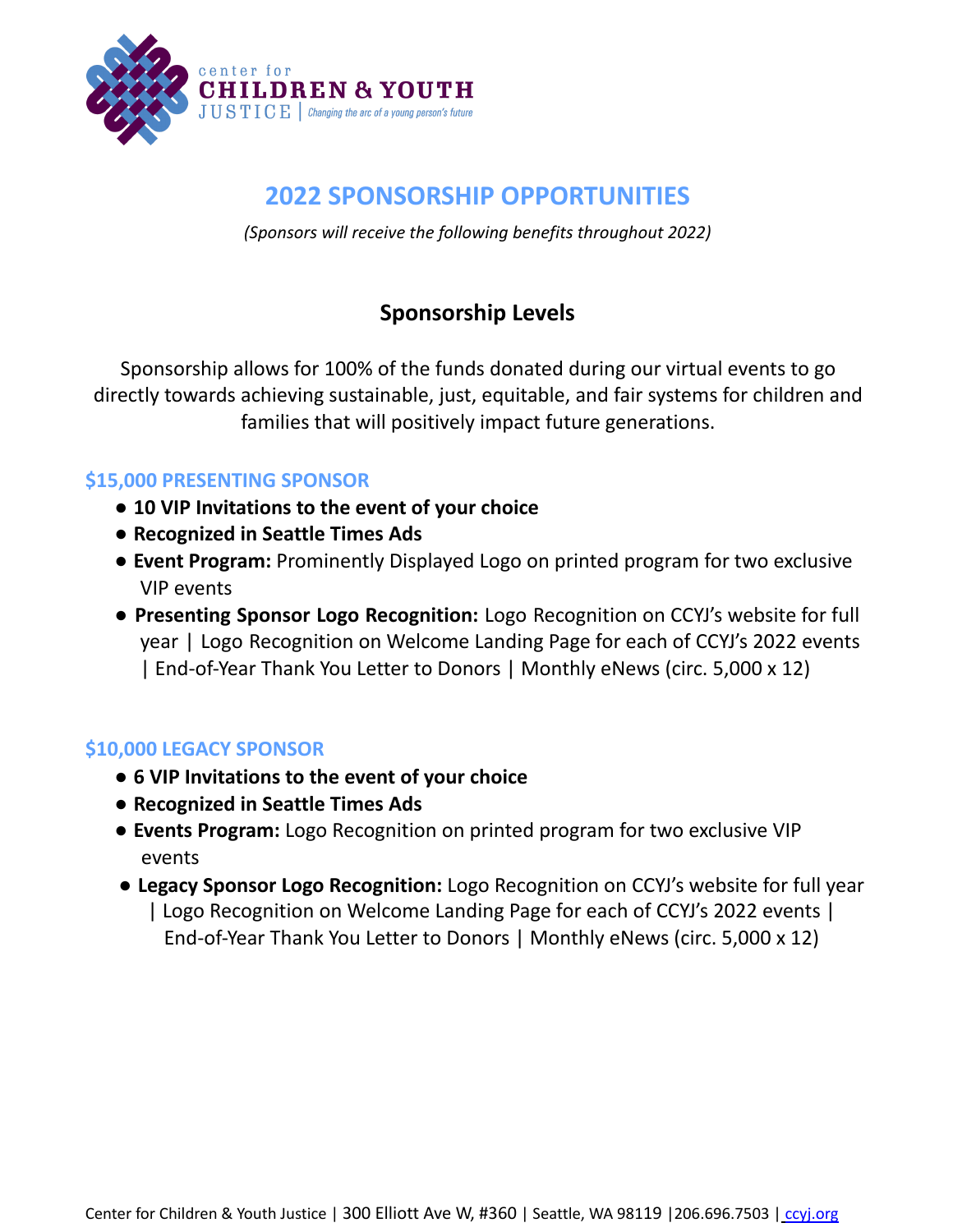center for
CHILDREN & YOUTH
JUSTICE | Changing the arc of a young person's future

# 2022 SPONSORSHIP OPPORTUNITIES

*(Sponsors will receive the following benefits throughout 2022)*

## Sponsorship Levels

Sponsorship allows for 100% of the funds donated during our virtual events to go directly towards achieving sustainable, just, equitable, and fair systems for children and families that will positively impact future generations.

### $15,000 PRESENTING SPONSOR

- **10 VIP Invitations to the event of your choice**
- **Recognized in Seattle Times Ads**
- **Event Program:** Prominently Displayed Logo on printed program for two exclusive VIP events
- **Presenting Sponsor Logo Recognition:** Logo Recognition on CCYJ's website for full year | Logo Recognition on Welcome Landing Page for each of CCYJ's 2022 events | End-of-Year Thank You Letter to Donors | Monthly eNews (circ. 5,000 x 12)

### $10,000 LEGACY SPONSOR

- **6 VIP Invitations to the event of your choice**
- **Recognized in Seattle Times Ads**
- **Events Program:** Logo Recognition on printed program for two exclusive VIP events
- **Legacy Sponsor Logo Recognition:** Logo Recognition on CCYJ's website for full year | Logo Recognition on Welcome Landing Page for each of CCYJ's 2022 events | End-of-Year Thank You Letter to Donors | Monthly eNews (circ. 5,000 x 12)

Center for Children & Youth Justice | 300 Elliott Ave W, #360 | Seattle, WA 98119 |206.696.7503 | ccyj.org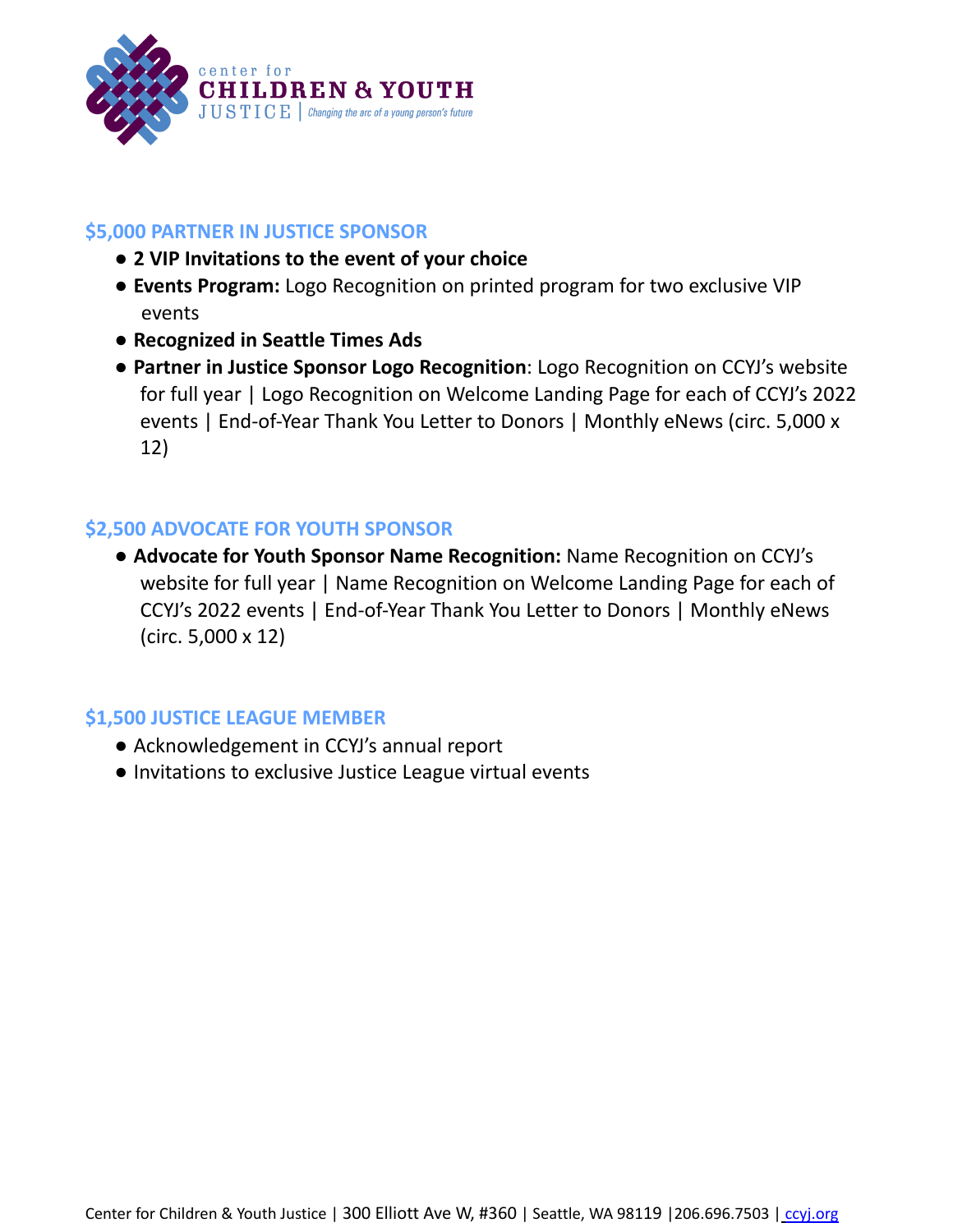center for
**CHILDREN & YOUTH**
JUSTICE | *Changing the arc of a young person's future*

### $5,000 PARTNER IN JUSTICE SPONSOR

- **2 VIP Invitations to the event of your choice**
- **Events Program:** Logo Recognition on printed program for two exclusive VIP events
- **Recognized in Seattle Times Ads**
- **Partner in Justice Sponsor Logo Recognition**: Logo Recognition on CCYJ's website for full year | Logo Recognition on Welcome Landing Page for each of CCYJ's 2022 events | End-of-Year Thank You Letter to Donors | Monthly eNews (circ. 5,000 x 12)

### $2,500 ADVOCATE FOR YOUTH SPONSOR

- **Advocate for Youth Sponsor Name Recognition:** Name Recognition on CCYJ's website for full year | Name Recognition on Welcome Landing Page for each of CCYJ's 2022 events | End-of-Year Thank You Letter to Donors | Monthly eNews (circ. 5,000 x 12)

### $1,500 JUSTICE LEAGUE MEMBER

- Acknowledgement in CCYJ's annual report
- Invitations to exclusive Justice League virtual events

Center for Children & Youth Justice | 300 Elliott Ave W, #360 | Seattle, WA 98119 |206.696.7503 | ccyj.org